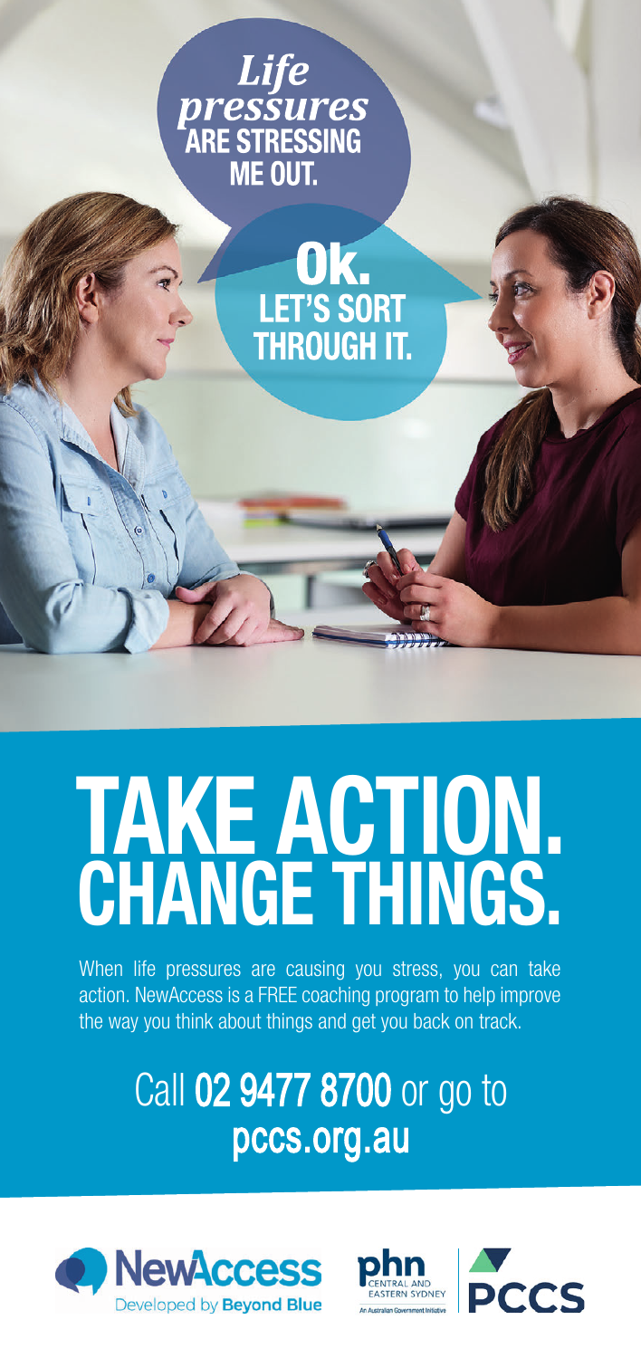*Life pressures* ARE STRESSING ME OUT.

Ok. LET'S SORT THROUGH IT.

# TAKE ACTION. CHANGE THINGS.

When life pressures are causing you stress, you can take action. NewAccess is a FREE coaching program to help improve the way you think about things and get you back on track.

## Call 02 9477 8700 or go to pccs.org.au

NewAccess Developed by Beyond Blue

phn CENTRAL AND EASTERN SYDNEY An Australian Government Initiative

PCCS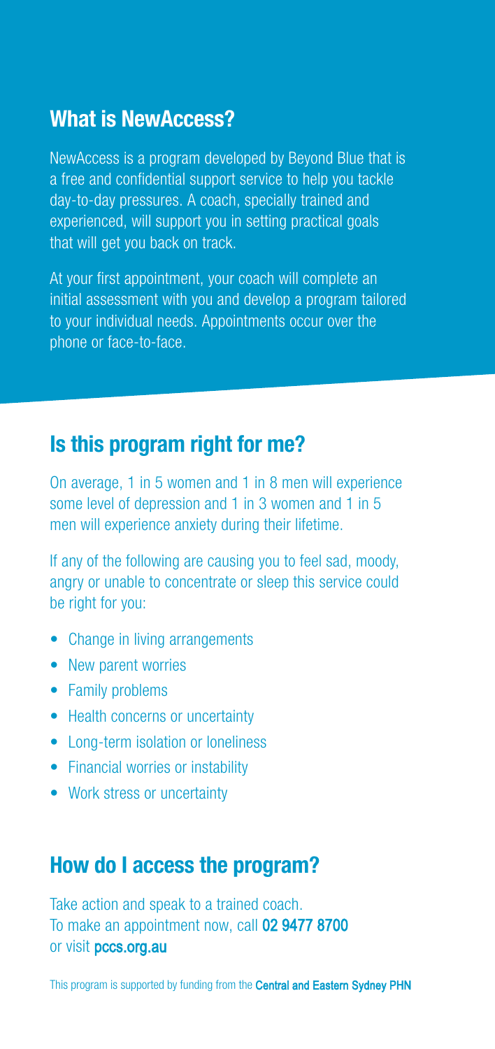## What is NewAccess?

NewAccess is a program developed by Beyond Blue that is a free and confidential support service to help you tackle day-to-day pressures. A coach, specially trained and experienced, will support you in setting practical goals that will get you back on track.

At your first appointment, your coach will complete an initial assessment with you and develop a program tailored to your individual needs. Appointments occur over the phone or face-to-face.

## Is this program right for me?

On average, 1 in 5 women and 1 in 8 men will experience some level of depression and 1 in 3 women and 1 in 5 men will experience anxiety during their lifetime.

If any of the following are causing you to feel sad, moody, angry or unable to concentrate or sleep this service could be right for you:

- Change in living arrangements
- New parent worries
- Family problems
- Health concerns or uncertainty
- Long-term isolation or loneliness
- Financial worries or instability
- Work stress or uncertainty

## How do I access the program?

Take action and speak to a trained coach.
To make an appointment now, call **02 9477 8700**
or visit **pccs.org.au**

This program is supported by funding from the **Central and Eastern Sydney PHN**